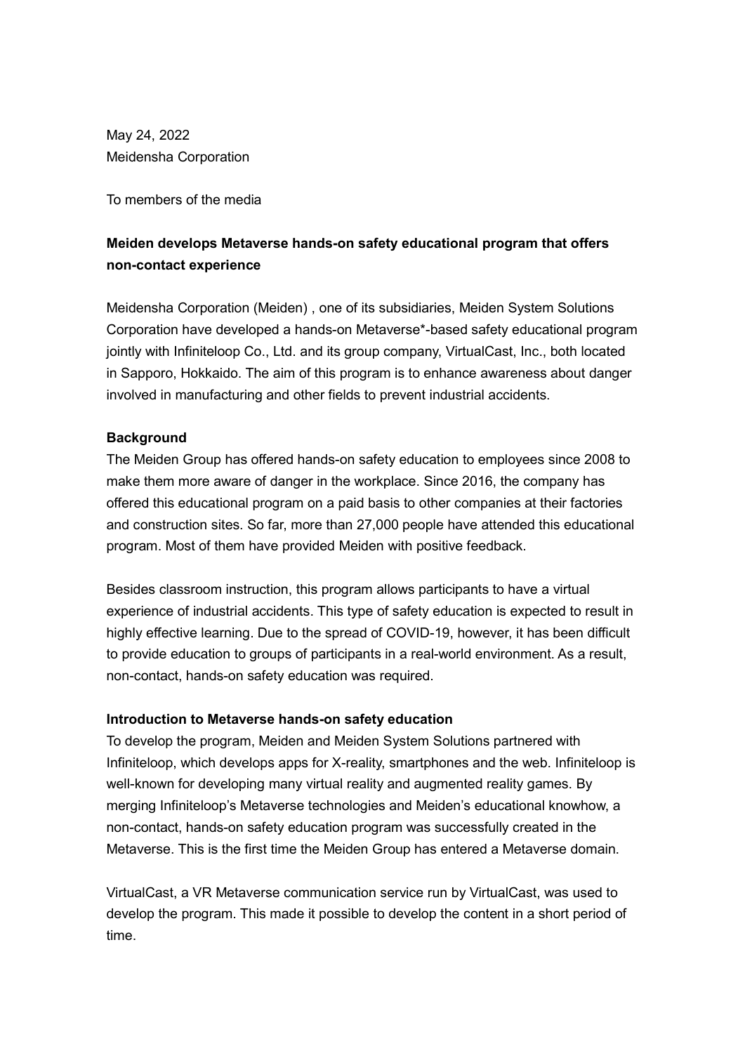May 24, 2022
Meidensha Corporation

To members of the media

**Meiden develops Metaverse hands-on safety educational program that offers non-contact experience**

Meidensha Corporation (Meiden) , one of its subsidiaries, Meiden System Solutions Corporation have developed a hands-on Metaverse*-based safety educational program jointly with Infiniteloop Co., Ltd. and its group company, VirtualCast, Inc., both located in Sapporo, Hokkaido. The aim of this program is to enhance awareness about danger involved in manufacturing and other fields to prevent industrial accidents.

**Background**

The Meiden Group has offered hands-on safety education to employees since 2008 to make them more aware of danger in the workplace. Since 2016, the company has offered this educational program on a paid basis to other companies at their factories and construction sites. So far, more than 27,000 people have attended this educational program. Most of them have provided Meiden with positive feedback.

Besides classroom instruction, this program allows participants to have a virtual experience of industrial accidents. This type of safety education is expected to result in highly effective learning. Due to the spread of COVID-19, however, it has been difficult to provide education to groups of participants in a real-world environment. As a result, non-contact, hands-on safety education was required.

**Introduction to Metaverse hands-on safety education**

To develop the program, Meiden and Meiden System Solutions partnered with Infiniteloop, which develops apps for X-reality, smartphones and the web. Infiniteloop is well-known for developing many virtual reality and augmented reality games. By merging Infiniteloop's Metaverse technologies and Meiden's educational knowhow, a non-contact, hands-on safety education program was successfully created in the Metaverse. This is the first time the Meiden Group has entered a Metaverse domain.

VirtualCast, a VR Metaverse communication service run by VirtualCast, was used to develop the program. This made it possible to develop the content in a short period of time.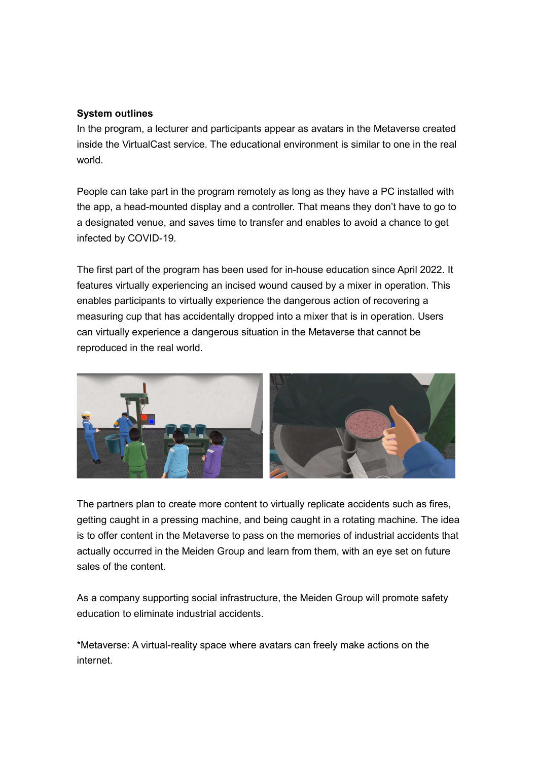**System outlines**

In the program, a lecturer and participants appear as avatars in the Metaverse created inside the VirtualCast service. The educational environment is similar to one in the real world.

People can take part in the program remotely as long as they have a PC installed with the app, a head-mounted display and a controller. That means they don’t have to go to a designated venue, and saves time to transfer and enables to avoid a chance to get infected by COVID-19.

The first part of the program has been used for in-house education since April 2022. It features virtually experiencing an incised wound caused by a mixer in operation. This enables participants to virtually experience the dangerous action of recovering a measuring cup that has accidentally dropped into a mixer that is in operation. Users can virtually experience a dangerous situation in the Metaverse that cannot be reproduced in the real world.

The partners plan to create more content to virtually replicate accidents such as fires, getting caught in a pressing machine, and being caught in a rotating machine. The idea is to offer content in the Metaverse to pass on the memories of industrial accidents that actually occurred in the Meiden Group and learn from them, with an eye set on future sales of the content.

As a company supporting social infrastructure, the Meiden Group will promote safety education to eliminate industrial accidents.

*Metaverse: A virtual-reality space where avatars can freely make actions on the internet.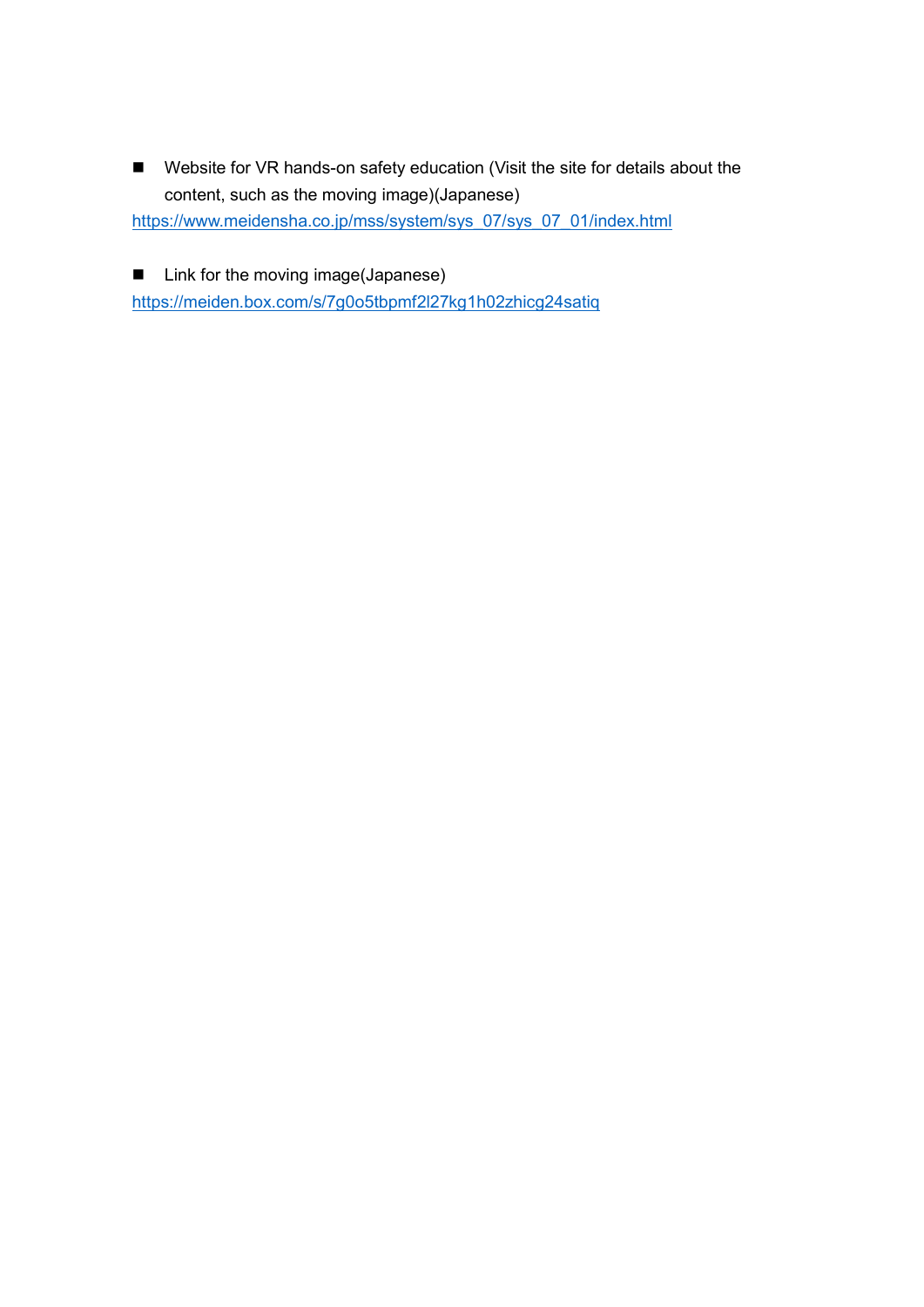- Website for VR hands-on safety education (Visit the site for details about the content, such as the moving image)(Japanese)

https://www.meidensha.co.jp/mss/system/sys_07/sys_07_01/index.html

- Link for the moving image(Japanese)

https://meiden.box.com/s/7g0o5tbpmf2l27kg1h02zhicg24satiq